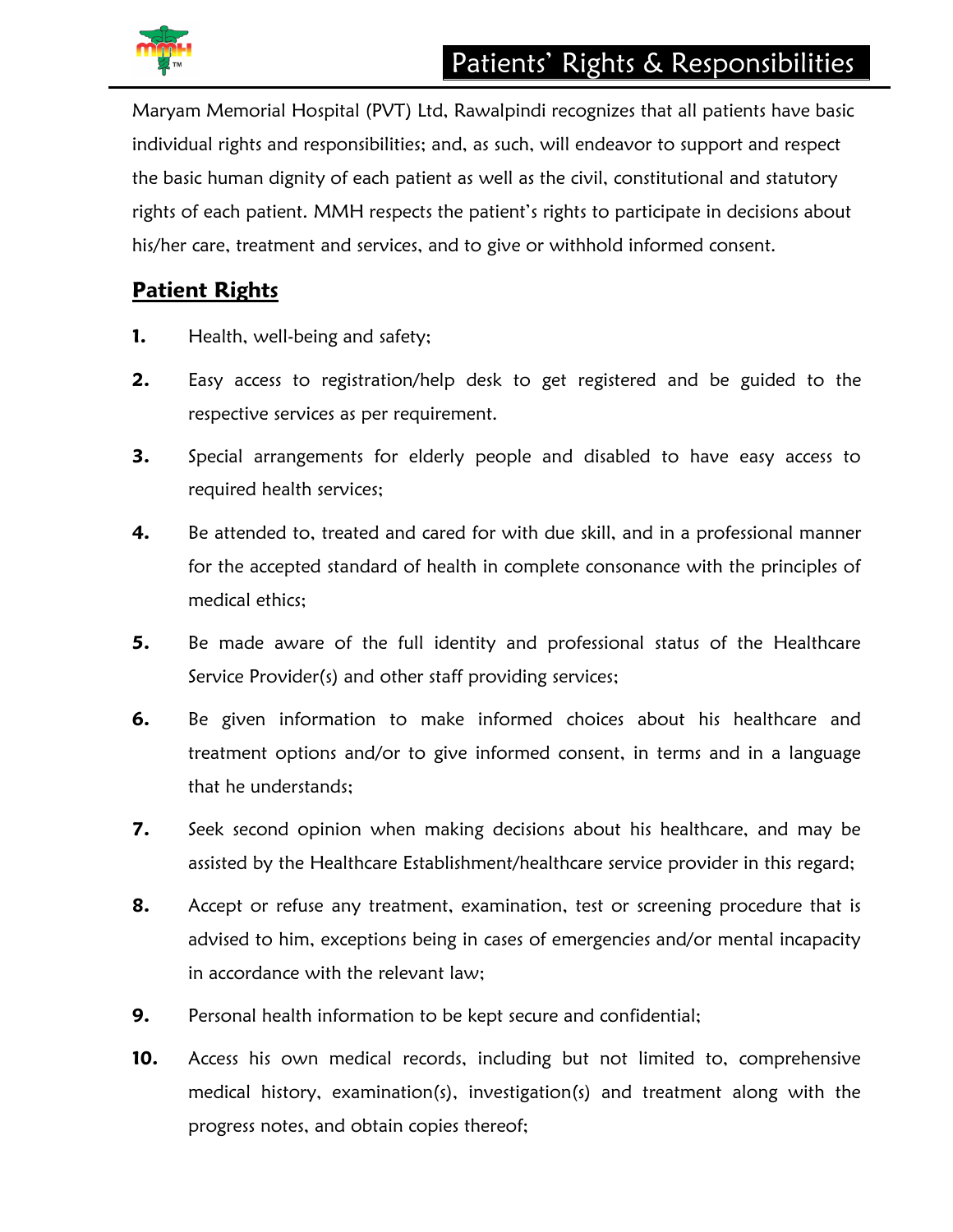# Patients' Rights & Responsibilities

Maryam Memorial Hospital (PVT) Ltd, Rawalpindi recognizes that all patients have basic individual rights and responsibilities; and, as such, will endeavor to support and respect the basic human dignity of each patient as well as the civil, constitutional and statutory rights of each patient. MMH respects the patient's rights to participate in decisions about his/her care, treatment and services, and to give or withhold informed consent.

## Patient Rights

1. Health, well-being and safety;
2. Easy access to registration/help desk to get registered and be guided to the respective services as per requirement.
3. Special arrangements for elderly people and disabled to have easy access to required health services;
4. Be attended to, treated and cared for with due skill, and in a professional manner for the accepted standard of health in complete consonance with the principles of medical ethics;
5. Be made aware of the full identity and professional status of the Healthcare Service Provider(s) and other staff providing services;
6. Be given information to make informed choices about his healthcare and treatment options and/or to give informed consent, in terms and in a language that he understands;
7. Seek second opinion when making decisions about his healthcare, and may be assisted by the Healthcare Establishment/healthcare service provider in this regard;
8. Accept or refuse any treatment, examination, test or screening procedure that is advised to him, exceptions being in cases of emergencies and/or mental incapacity in accordance with the relevant law;
9. Personal health information to be kept secure and confidential;
10. Access his own medical records, including but not limited to, comprehensive medical history, examination(s), investigation(s) and treatment along with the progress notes, and obtain copies thereof;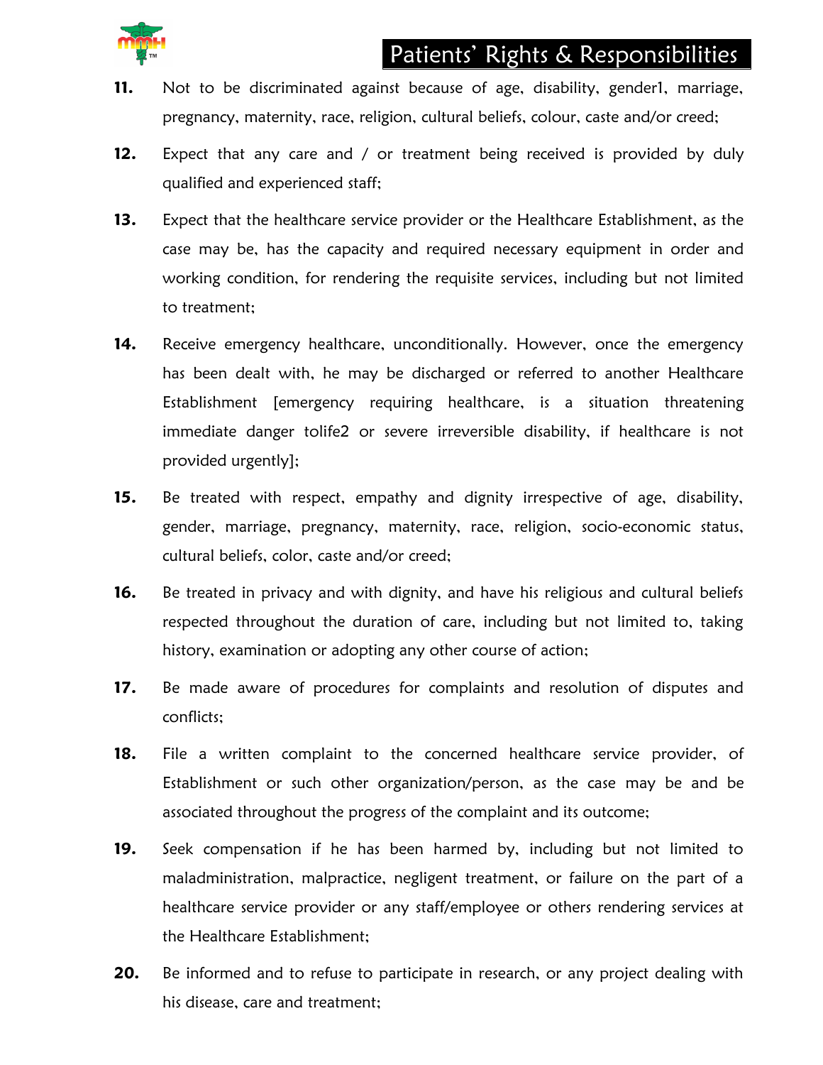11. Not to be discriminated against because of age, disability, gender[1], marriage, pregnancy, maternity, race, religion, cultural beliefs, colour, caste and/or creed;

12. Expect that any care and / or treatment being received is provided by duly qualified and experienced staff;

13. Expect that the healthcare service provider or the Healthcare Establishment, as the case may be, has the capacity and required necessary equipment in order and working condition, for rendering the requisite services, including but not limited to treatment;

14. Receive emergency healthcare, unconditionally. However, once the emergency has been dealt with, he may be discharged or referred to another Healthcare Establishment [emergency requiring healthcare, is a situation threatening immediate danger tolife[2] or severe irreversible disability, if healthcare is not provided urgently];

15. Be treated with respect, empathy and dignity irrespective of age, disability, gender, marriage, pregnancy, maternity, race, religion, socio-economic status, cultural beliefs, color, caste and/or creed;

16. Be treated in privacy and with dignity, and have his religious and cultural beliefs respected throughout the duration of care, including but not limited to, taking history, examination or adopting any other course of action;

17. Be made aware of procedures for complaints and resolution of disputes and conflicts;

18. File a written complaint to the concerned healthcare service provider, of Establishment or such other organization/person, as the case may be and be associated throughout the progress of the complaint and its outcome;

19. Seek compensation if he has been harmed by, including but not limited to maladministration, malpractice, negligent treatment, or failure on the part of a healthcare service provider or any staff/employee or others rendering services at the Healthcare Establishment;

20. Be informed and to refuse to participate in research, or any project dealing with his disease, care and treatment;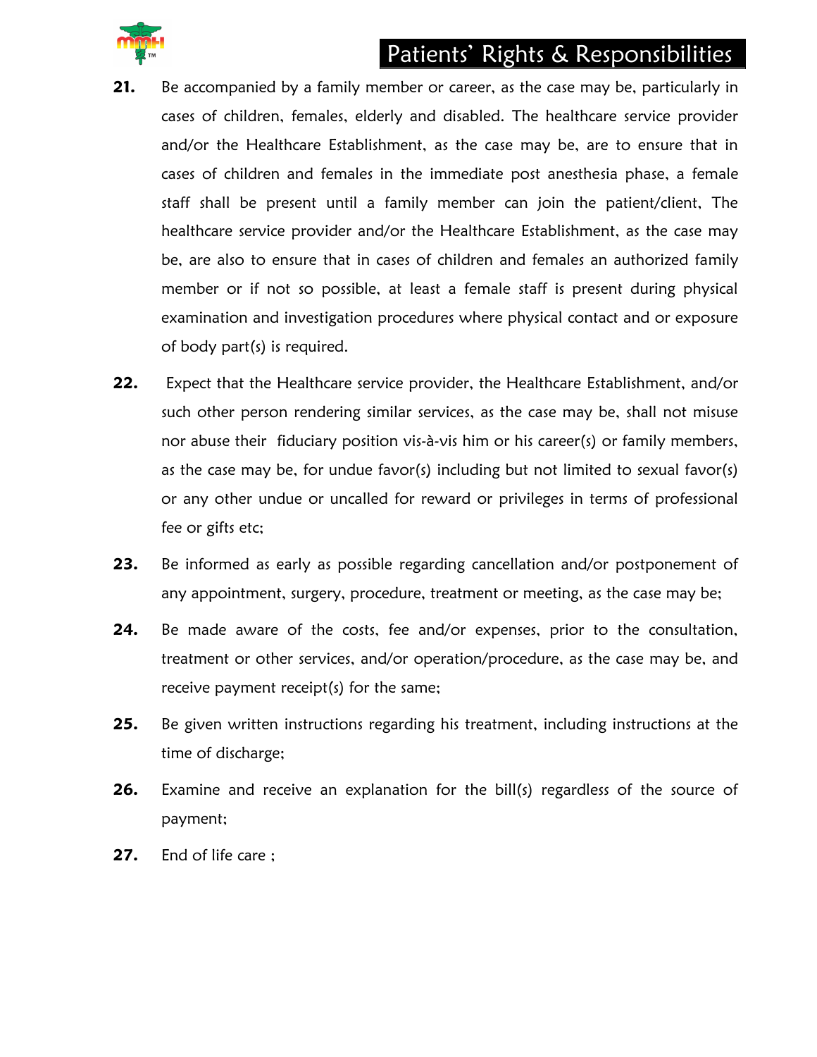**21.** Be accompanied by a family member or career, as the case may be, particularly in cases of children, females, elderly and disabled. The healthcare service provider and/or the Healthcare Establishment, as the case may be, are to ensure that in cases of children and females in the immediate post anesthesia phase, a female staff shall be present until a family member can join the patient/client, The healthcare service provider and/or the Healthcare Establishment, as the case may be, are also to ensure that in cases of children and females an authorized family member or if not so possible, at least a female staff is present during physical examination and investigation procedures where physical contact and or exposure of body part(s) is required.

**22.** Expect that the Healthcare service provider, the Healthcare Establishment, and/or such other person rendering similar services, as the case may be, shall not misuse nor abuse their fiduciary position vis-à-vis him or his career(s) or family members, as the case may be, for undue favor(s) including but not limited to sexual favor(s) or any other undue or uncalled for reward or privileges in terms of professional fee or gifts etc;

**23.** Be informed as early as possible regarding cancellation and/or postponement of any appointment, surgery, procedure, treatment or meeting, as the case may be;

**24.** Be made aware of the costs, fee and/or expenses, prior to the consultation, treatment or other services, and/or operation/procedure, as the case may be, and receive payment receipt(s) for the same;

**25.** Be given written instructions regarding his treatment, including instructions at the time of discharge;

**26.** Examine and receive an explanation for the bill(s) regardless of the source of payment;

**27.** End of life care ;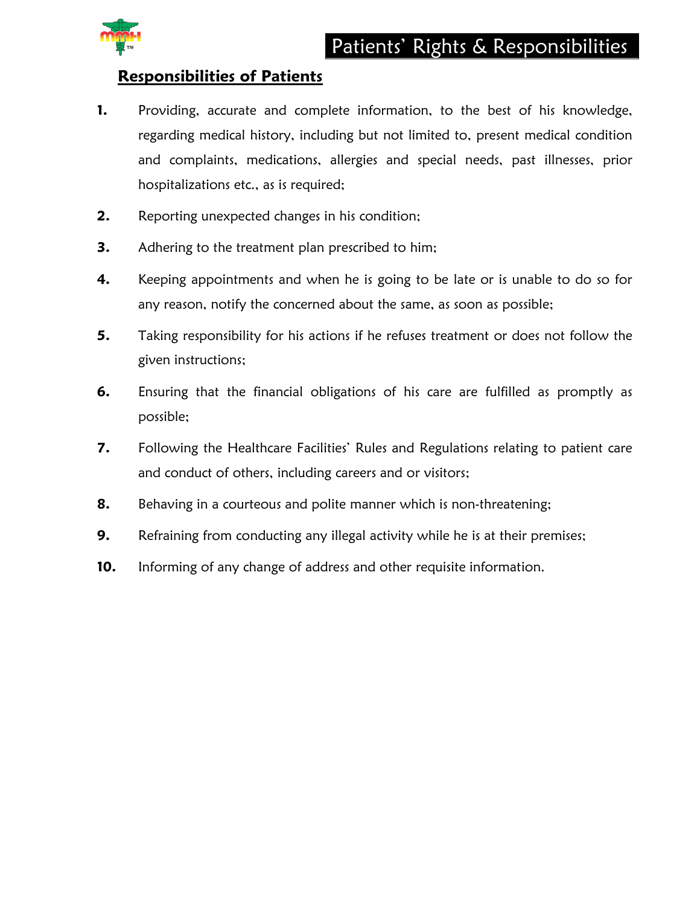## Responsibilities of Patients

1. Providing, accurate and complete information, to the best of his knowledge, regarding medical history, including but not limited to, present medical condition and complaints, medications, allergies and special needs, past illnesses, prior hospitalizations etc., as is required;
2. Reporting unexpected changes in his condition;
3. Adhering to the treatment plan prescribed to him;
4. Keeping appointments and when he is going to be late or is unable to do so for any reason, notify the concerned about the same, as soon as possible;
5. Taking responsibility for his actions if he refuses treatment or does not follow the given instructions;
6. Ensuring that the financial obligations of his care are fulfilled as promptly as possible;
7. Following the Healthcare Facilities' Rules and Regulations relating to patient care and conduct of others, including careers and or visitors;
8. Behaving in a courteous and polite manner which is non-threatening;
9. Refraining from conducting any illegal activity while he is at their premises;
10. Informing of any change of address and other requisite information.